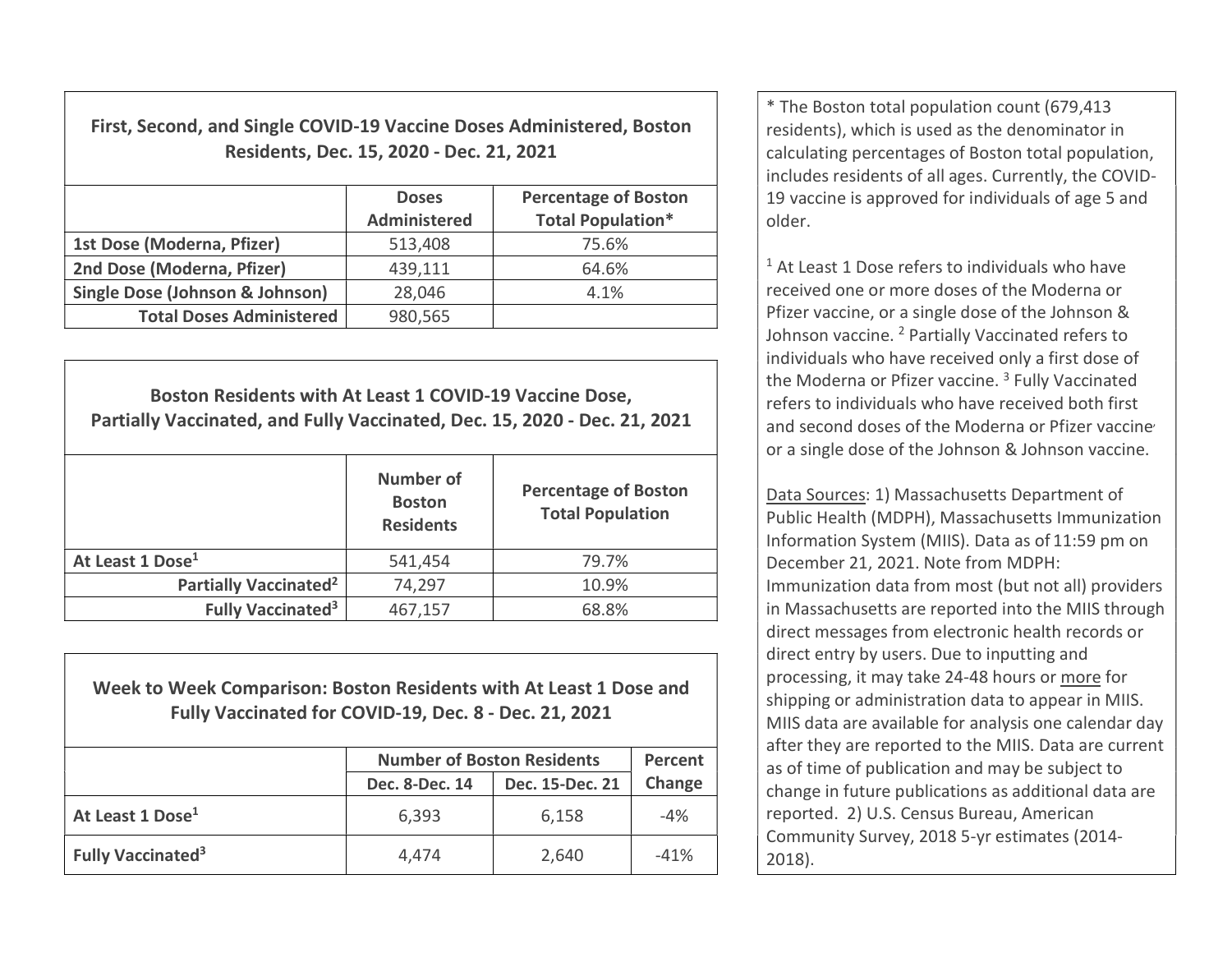| First, Second, and Single COVID-19 Vaccine Doses Administered, Boston Residents, Dec. 15, 2020 - Dec. 21, 2021 | | |
|---|---|---|
| | **Doses Administered** | **Percentage of Boston Total Population*** |
| **1st Dose (Moderna, Pfizer)** | 513,408 | 75.6% |
| **2nd Dose (Moderna, Pfizer)** | 439,111 | 64.6% |
| **Single Dose (Johnson & Johnson)** | 28,046 | 4.1% |
| **Total Doses Administered** | 980,565 | |

| Boston Residents with At Least 1 COVID-19 Vaccine Dose, Partially Vaccinated, and Fully Vaccinated, Dec. 15, 2020 - Dec. 21, 2021 | | |
|---|---|---|
| | **Number of Boston Residents** | **Percentage of Boston Total Population** |
| **At Least 1 Dose[1]** | 541,454 | 79.7% |
| **Partially Vaccinated[2]** | 74,297 | 10.9% |
| **Fully Vaccinated[3]** | 467,157 | 68.8% |

| Week to Week Comparison: Boston Residents with At Least 1 Dose and Fully Vaccinated for COVID-19, Dec. 8 - Dec. 21, 2021 | | | |
|---|---|---|---|
| | **Number of Boston Residents** | | **Percent Change** |
| | **Dec. 8-Dec. 14** | **Dec. 15-Dec. 21** | |
| **At Least 1 Dose[1]** | 6,393 | 6,158 | -4% |
| **Fully Vaccinated[3]** | 4,474 | 2,640 | -41% |

* The Boston total population count (679,413 residents), which is used as the denominator in calculating percentages of Boston total population, includes residents of all ages. Currently, the COVID-19 vaccine is approved for individuals of age 5 and older.

[1] At Least 1 Dose refers to individuals who have received one or more doses of the Moderna or Pfizer vaccine, or a single dose of the Johnson & Johnson vaccine. [2] Partially Vaccinated refers to individuals who have received only a first dose of the Moderna or Pfizer vaccine. [3] Fully Vaccinated refers to individuals who have received both first and second doses of the Moderna or Pfizer vaccine or a single dose of the Johnson & Johnson vaccine.

Data Sources: 1) Massachusetts Department of Public Health (MDPH), Massachusetts Immunization Information System (MIIS). Data as of 11:59 pm on December 21, 2021. Note from MDPH: Immunization data from most (but not all) providers in Massachusetts are reported into the MIIS through direct messages from electronic health records or direct entry by users. Due to inputting and processing, it may take 24-48 hours or more for shipping or administration data to appear in MIIS. MIIS data are available for analysis one calendar day after they are reported to the MIIS. Data are current as of time of publication and may be subject to change in future publications as additional data are reported. 2) U.S. Census Bureau, American Community Survey, 2018 5-yr estimates (2014-2018).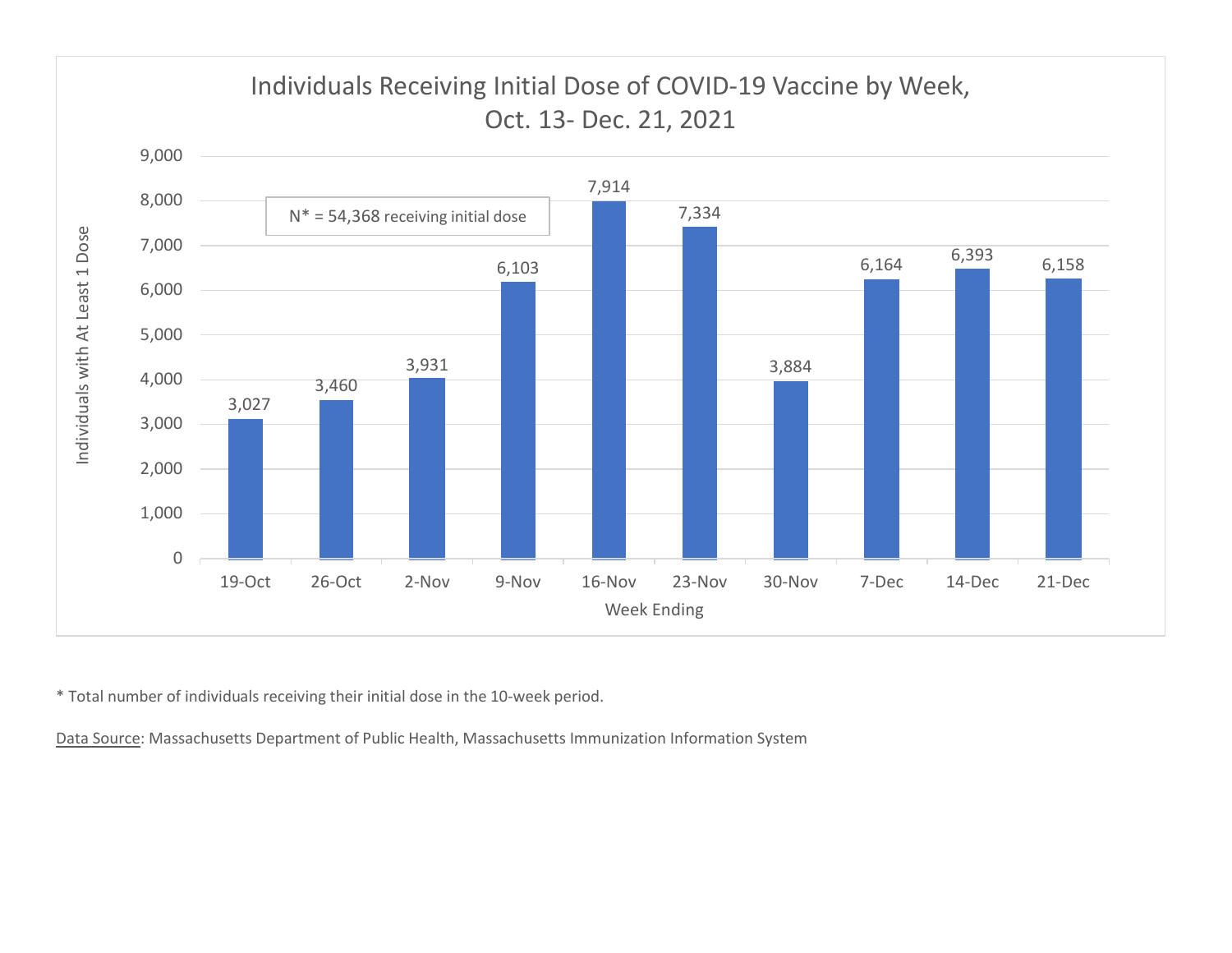## Individuals Receiving Initial Dose of COVID-19 Vaccine by Week, Oct. 13- Dec. 21, 2021

N* = 54,368 receiving initial dose

| Week Ending | Individuals with At Least 1 Dose |
|---|---|
| 19-Oct | 3,027 |
| 26-Oct | 3,460 |
| 2-Nov | 3,931 |
| 9-Nov | 6,103 |
| 16-Nov | 7,914 |
| 23-Nov | 7,334 |
| 30-Nov | 3,884 |
| 7-Dec | 6,164 |
| 14-Dec | 6,393 |
| 21-Dec | 6,158 |

* Total number of individuals receiving their initial dose in the 10-week period.

Data Source: Massachusetts Department of Public Health, Massachusetts Immunization Information System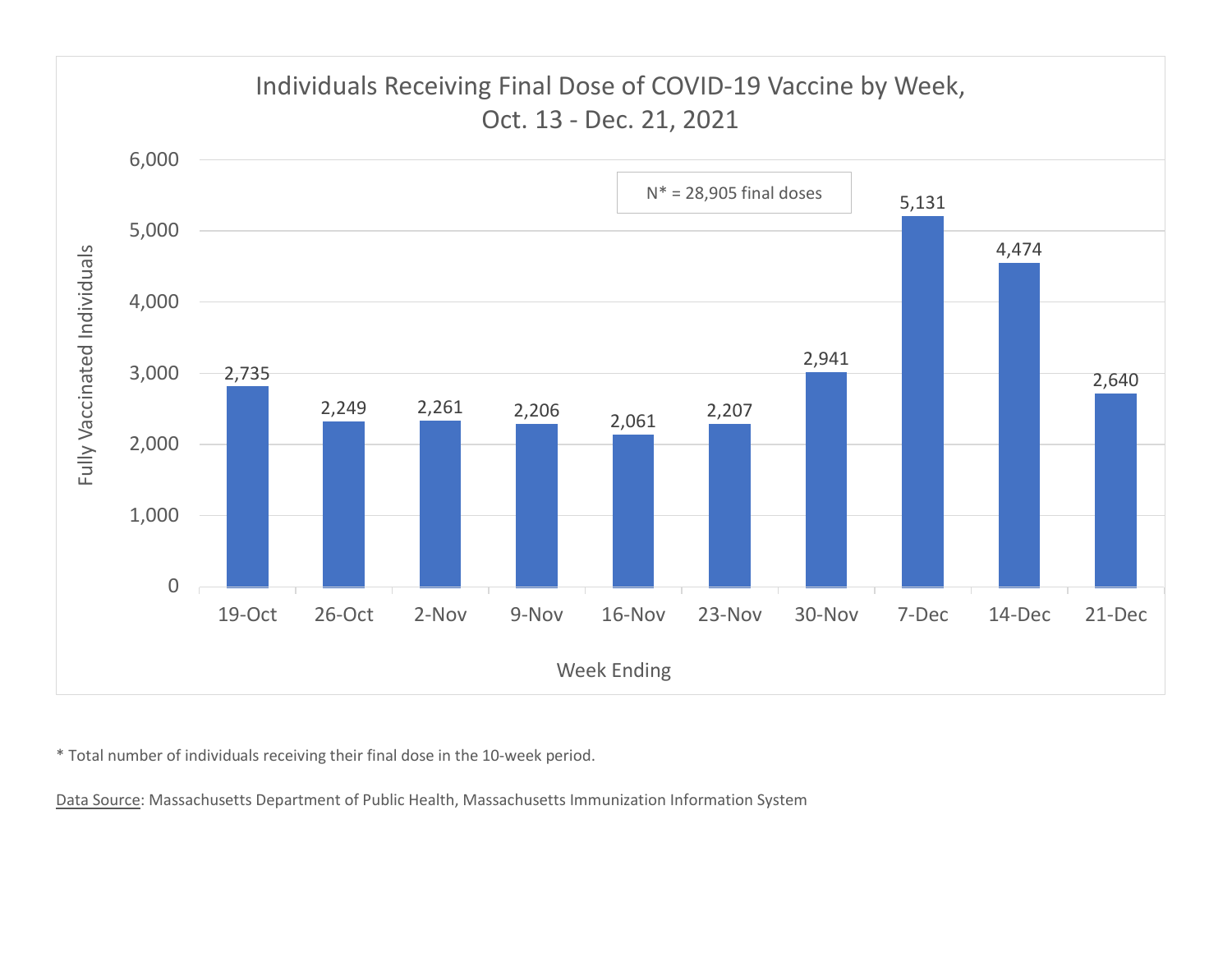**Individuals Receiving Final Dose of COVID-19 Vaccine by Week, Oct. 13 - Dec. 21, 2021**

N* = 28,905 final doses

| Week Ending | Fully Vaccinated Individuals |
|---|---|
| 19-Oct | 2,735 |
| 26-Oct | 2,249 |
| 2-Nov | 2,261 |
| 9-Nov | 2,206 |
| 16-Nov | 2,061 |
| 23-Nov | 2,207 |
| 30-Nov | 2,941 |
| 7-Dec | 5,131 |
| 14-Dec | 4,474 |
| 21-Dec | 2,640 |

\* Total number of individuals receiving their final dose in the 10-week period.

Data Source: Massachusetts Department of Public Health, Massachusetts Immunization Information System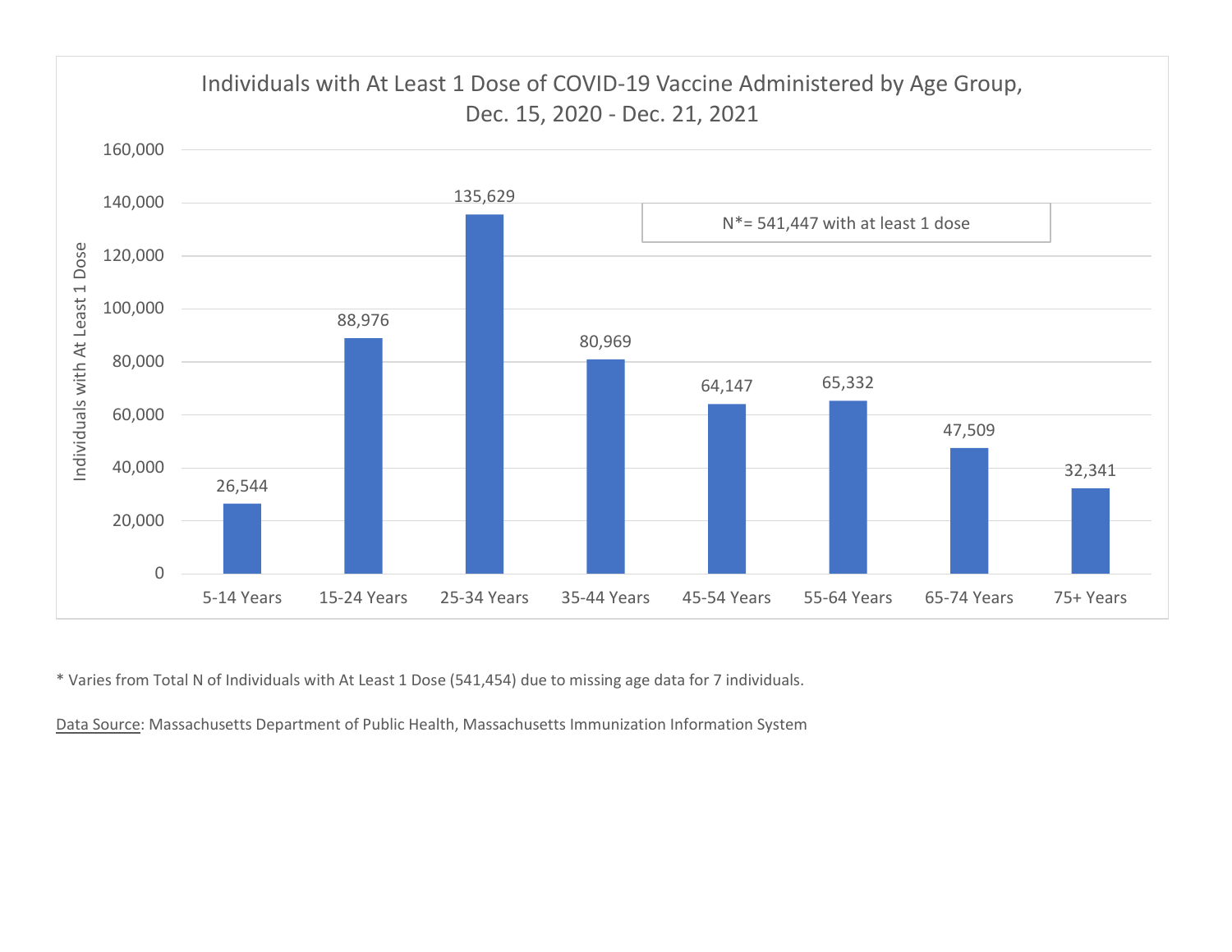## Individuals with At Least 1 Dose of COVID-19 Vaccine Administered by Age Group, Dec. 15, 2020 - Dec. 21, 2021

N*= 541,447 with at least 1 dose

| Age Group | Individuals with At Least 1 Dose |
|---|---|
| 5-14 Years | 26,544 |
| 15-24 Years | 88,976 |
| 25-34 Years | 135,629 |
| 35-44 Years | 80,969 |
| 45-54 Years | 64,147 |
| 55-64 Years | 65,332 |
| 65-74 Years | 47,509 |
| 75+ Years | 32,341 |

* Varies from Total N of Individuals with At Least 1 Dose (541,454) due to missing age data for 7 individuals.

Data Source: Massachusetts Department of Public Health, Massachusetts Immunization Information System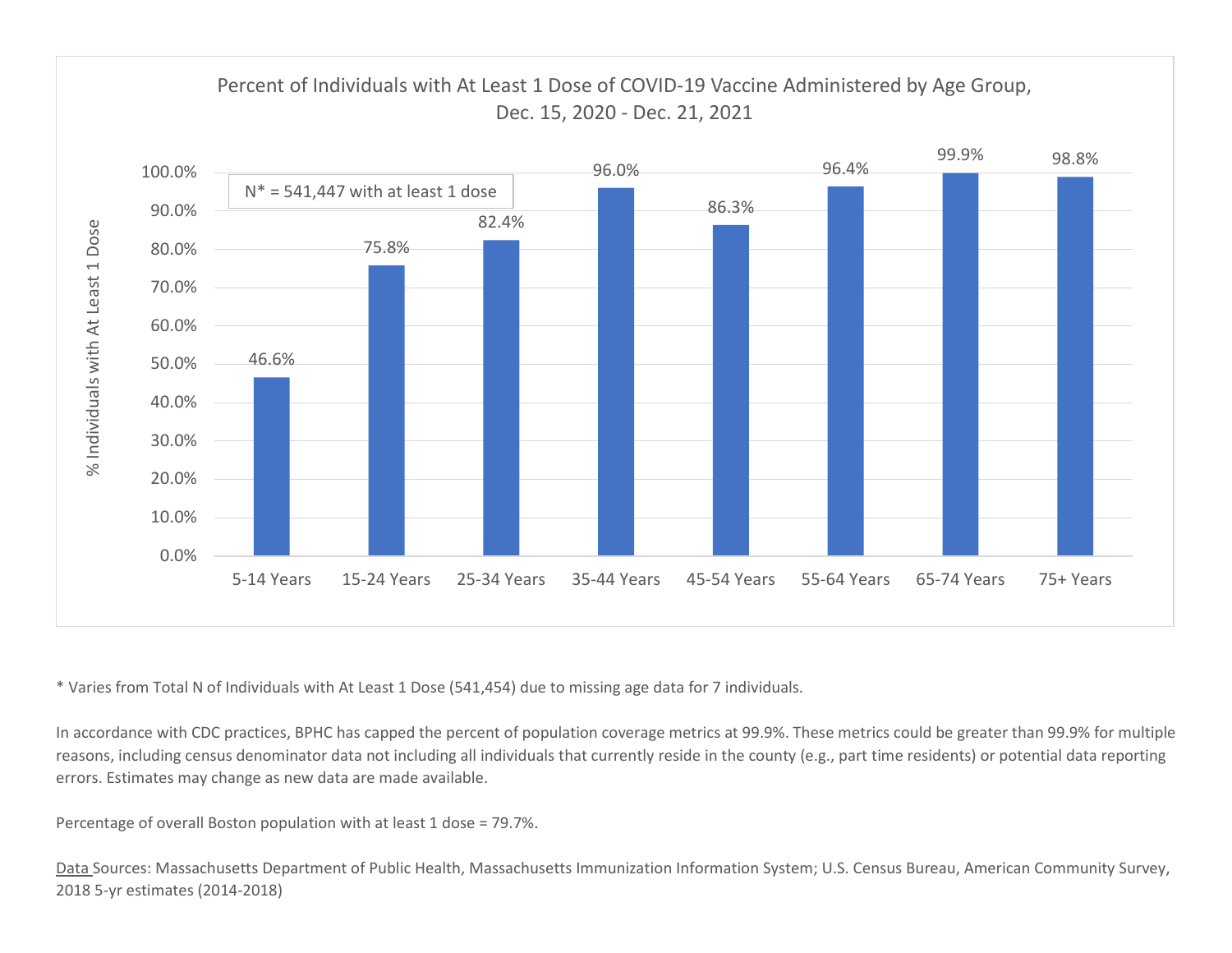## Percent of Individuals with At Least 1 Dose of COVID-19 Vaccine Administered by Age Group, Dec. 15, 2020 - Dec. 21, 2021

N* = 541,447 with at least 1 dose

| Age Group | % Individuals with At Least 1 Dose |
| --- | --- |
| 5-14 Years | 46.6% |
| 15-24 Years | 75.8% |
| 25-34 Years | 82.4% |
| 35-44 Years | 96.0% |
| 45-54 Years | 86.3% |
| 55-64 Years | 96.4% |
| 65-74 Years | 99.9% |
| 75+ Years | 98.8% |

* Varies from Total N of Individuals with At Least 1 Dose (541,454) due to missing age data for 7 individuals.

In accordance with CDC practices, BPHC has capped the percent of population coverage metrics at 99.9%. These metrics could be greater than 99.9% for multiple reasons, including census denominator data not including all individuals that currently reside in the county (e.g., part time residents) or potential data reporting errors. Estimates may change as new data are made available.

Percentage of overall Boston population with at least 1 dose = 79.7%.

Data Sources: Massachusetts Department of Public Health, Massachusetts Immunization Information System; U.S. Census Bureau, American Community Survey, 2018 5-yr estimates (2014-2018)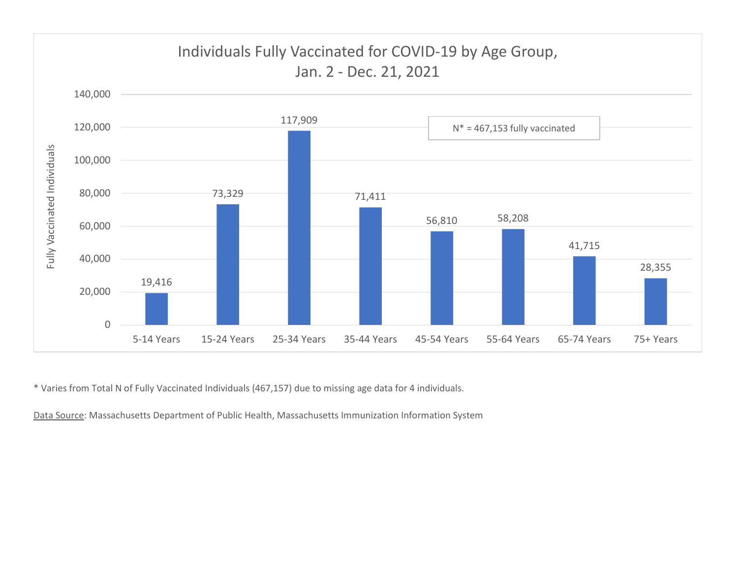## Individuals Fully Vaccinated for COVID-19 by Age Group, Jan. 2 - Dec. 21, 2021

N* = 467,153 fully vaccinated

| Age Group | Fully Vaccinated Individuals |
|---|---|
| 5-14 Years | 19,416 |
| 15-24 Years | 73,329 |
| 25-34 Years | 117,909 |
| 35-44 Years | 71,411 |
| 45-54 Years | 56,810 |
| 55-64 Years | 58,208 |
| 65-74 Years | 41,715 |
| 75+ Years | 28,355 |

\* Varies from Total N of Fully Vaccinated Individuals (467,157) due to missing age data for 4 individuals.

Data Source: Massachusetts Department of Public Health, Massachusetts Immunization Information System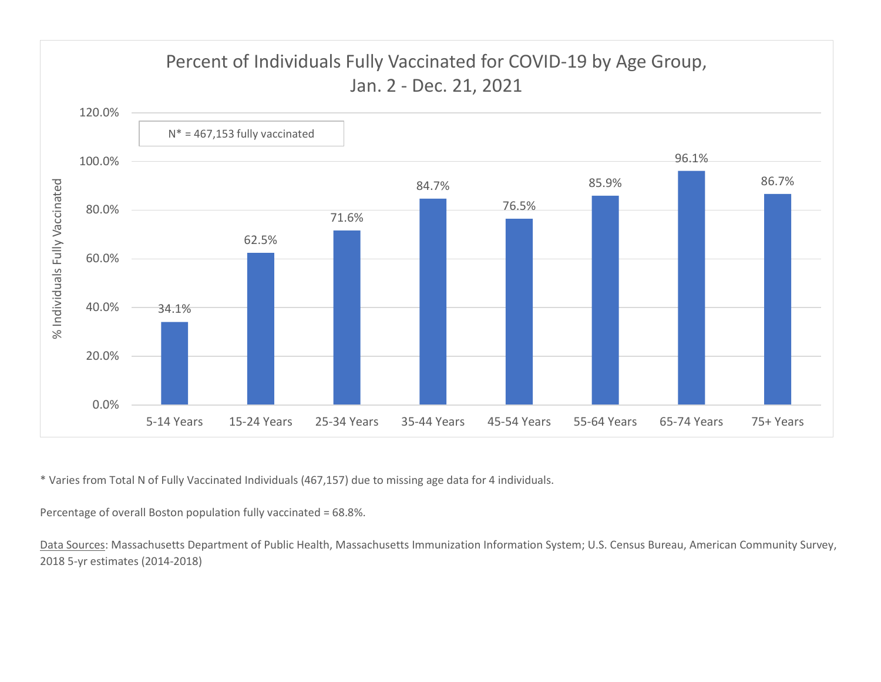## Percent of Individuals Fully Vaccinated for COVID-19 by Age Group, Jan. 2 - Dec. 21, 2021

N* = 467,153 fully vaccinated

| Age Group | % Individuals Fully Vaccinated |
|---|---|
| 5-14 Years | 34.1% |
| 15-24 Years | 62.5% |
| 25-34 Years | 71.6% |
| 35-44 Years | 84.7% |
| 45-54 Years | 76.5% |
| 55-64 Years | 85.9% |
| 65-74 Years | 96.1% |
| 75+ Years | 86.7% |

* Varies from Total N of Fully Vaccinated Individuals (467,157) due to missing age data for 4 individuals.

Percentage of overall Boston population fully vaccinated = 68.8%.

Data Sources: Massachusetts Department of Public Health, Massachusetts Immunization Information System; U.S. Census Bureau, American Community Survey, 2018 5-yr estimates (2014-2018)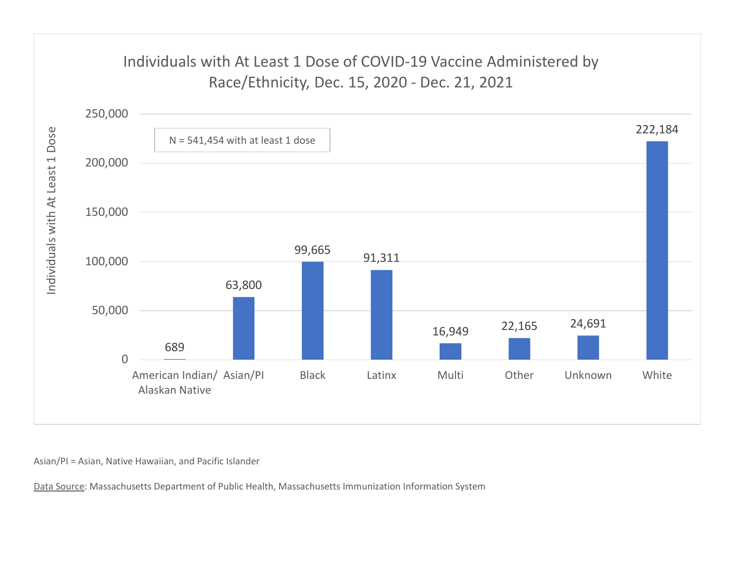## Individuals with At Least 1 Dose of COVID-19 Vaccine Administered by Race/Ethnicity, Dec. 15, 2020 - Dec. 21, 2021

N = 541,454 with at least 1 dose

| Race/Ethnicity | Individuals with At Least 1 Dose |
|---|---|
| American Indian/ Alaskan Native | 689 |
| Asian/PI | 63,800 |
| Black | 99,665 |
| Latinx | 91,311 |
| Multi | 16,949 |
| Other | 22,165 |
| Unknown | 24,691 |
| White | 222,184 |

Asian/PI = Asian, Native Hawaiian, and Pacific Islander

Data Source: Massachusetts Department of Public Health, Massachusetts Immunization Information System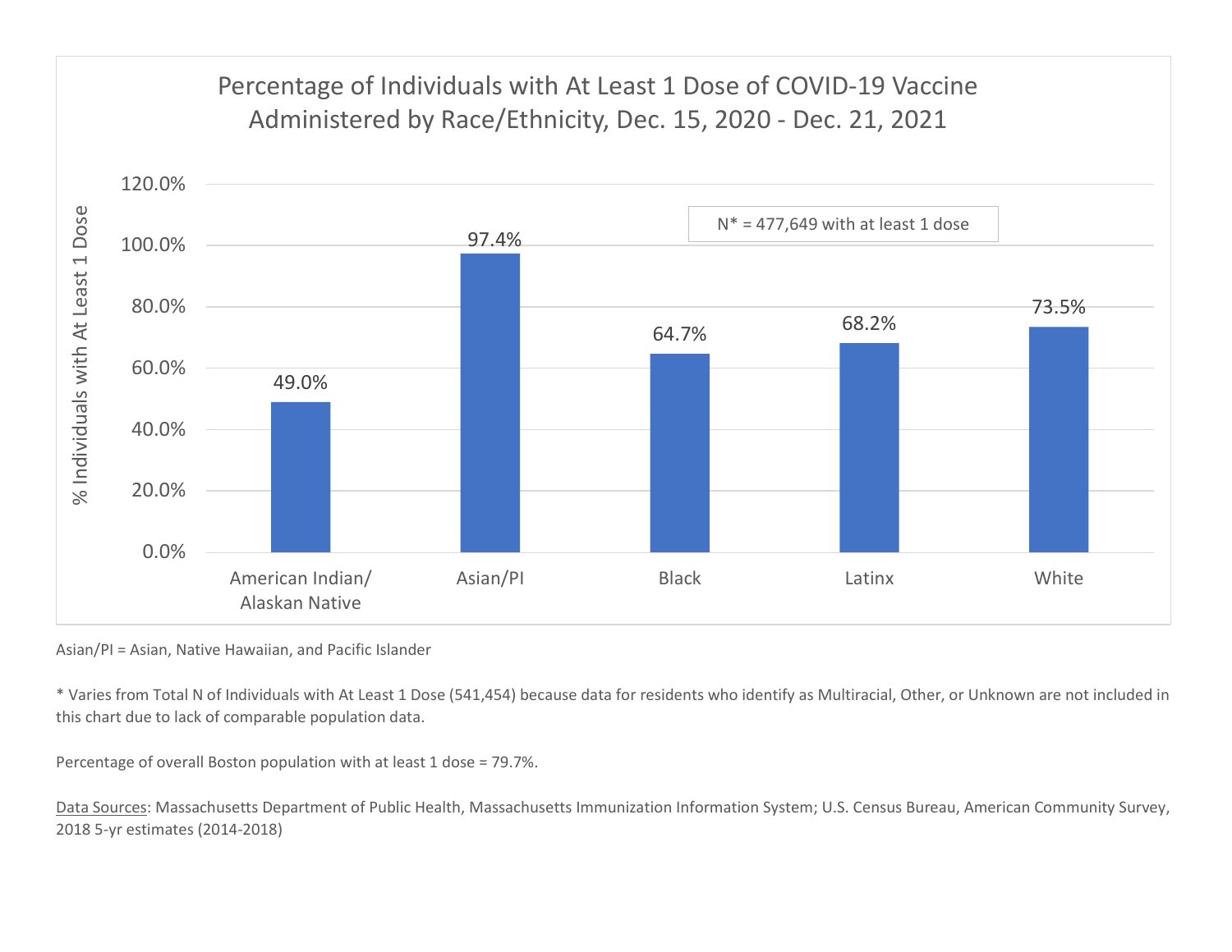## Percentage of Individuals with At Least 1 Dose of COVID-19 Vaccine Administered by Race/Ethnicity, Dec. 15, 2020 - Dec. 21, 2021

N* = 477,649 with at least 1 dose

| Race/Ethnicity | % Individuals with At Least 1 Dose |
| --- | --- |
| American Indian/ Alaskan Native | 49.0% |
| Asian/PI | 97.4% |
| Black | 64.7% |
| Latinx | 68.2% |
| White | 73.5% |

Asian/PI = Asian, Native Hawaiian, and Pacific Islander

* Varies from Total N of Individuals with At Least 1 Dose (541,454) because data for residents who identify as Multiracial, Other, or Unknown are not included in this chart due to lack of comparable population data.

Percentage of overall Boston population with at least 1 dose = 79.7%.

Data Sources: Massachusetts Department of Public Health, Massachusetts Immunization Information System; U.S. Census Bureau, American Community Survey, 2018 5-yr estimates (2014-2018)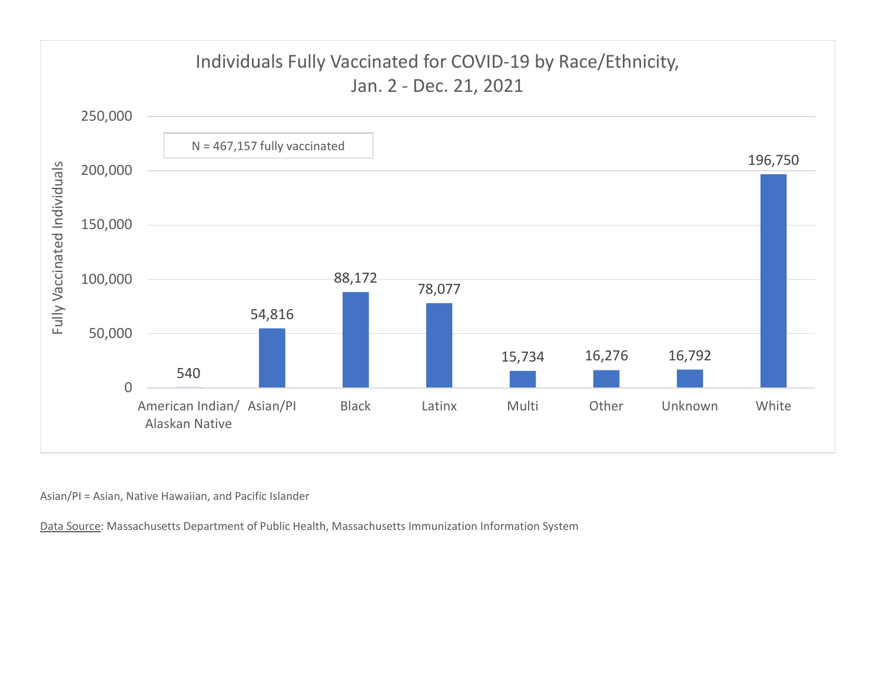# Individuals Fully Vaccinated for COVID-19 by Race/Ethnicity, Jan. 2 - Dec. 21, 2021

N = 467,157 fully vaccinated

| Race/Ethnicity | Fully Vaccinated Individuals |
|---|---|
| American Indian/ Alaskan Native | 540 |
| Asian/PI | 54,816 |
| Black | 88,172 |
| Latinx | 78,077 |
| Multi | 15,734 |
| Other | 16,276 |
| Unknown | 16,792 |
| White | 196,750 |

Asian/PI = Asian, Native Hawaiian, and Pacific Islander

Data Source: Massachusetts Department of Public Health, Massachusetts Immunization Information System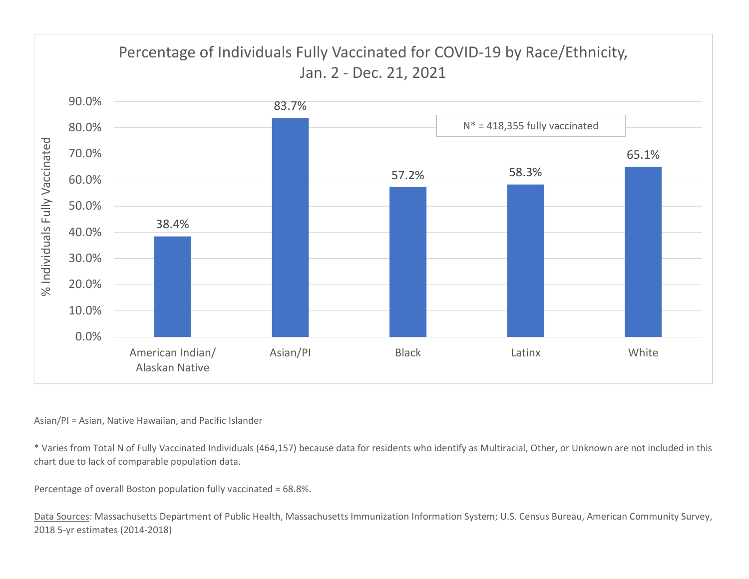## Percentage of Individuals Fully Vaccinated for COVID-19 by Race/Ethnicity, Jan. 2 - Dec. 21, 2021

N* = 418,355 fully vaccinated

| Race/Ethnicity | % Individuals Fully Vaccinated |
| --- | --- |
| American Indian/ Alaskan Native | 38.4% |
| Asian/PI | 83.7% |
| Black | 57.2% |
| Latinx | 58.3% |
| White | 65.1% |

Asian/PI = Asian, Native Hawaiian, and Pacific Islander

* Varies from Total N of Fully Vaccinated Individuals (464,157) because data for residents who identify as Multiracial, Other, or Unknown are not included in this chart due to lack of comparable population data.

Percentage of overall Boston population fully vaccinated = 68.8%.

Data Sources: Massachusetts Department of Public Health, Massachusetts Immunization Information System; U.S. Census Bureau, American Community Survey, 2018 5-yr estimates (2014-2018)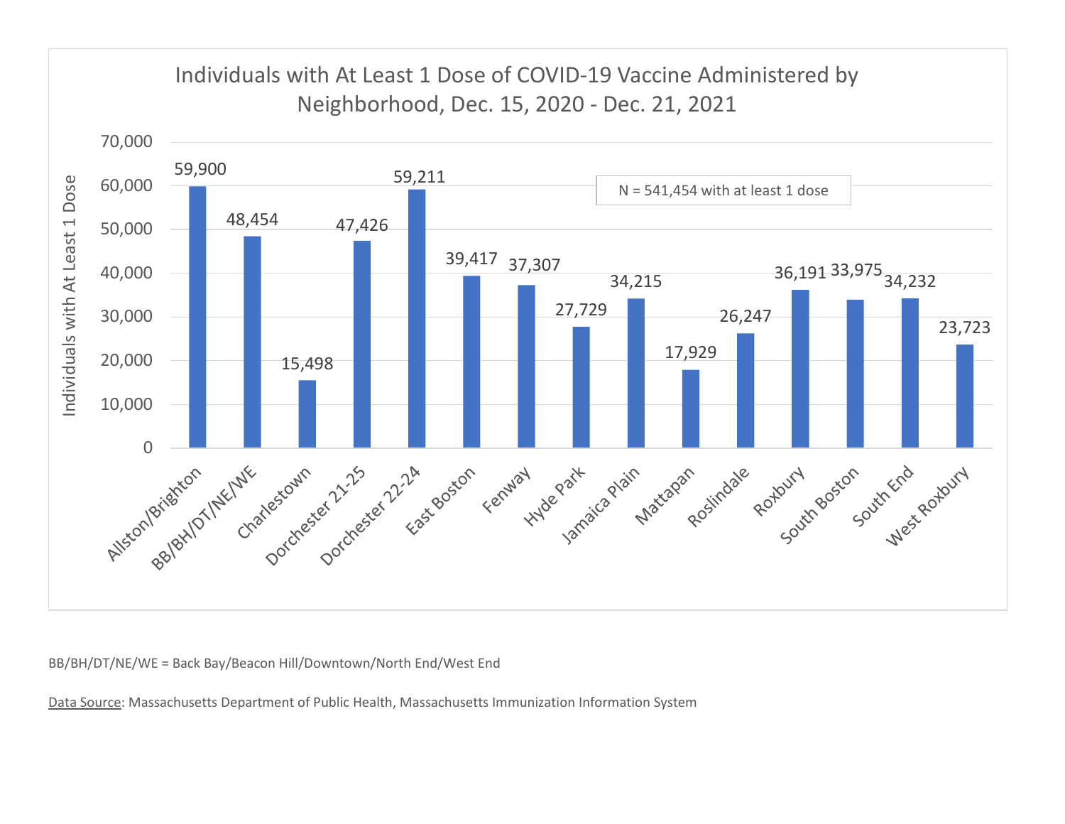## Individuals with At Least 1 Dose of COVID-19 Vaccine Administered by Neighborhood, Dec. 15, 2020 - Dec. 21, 2021

N = 541,454 with at least 1 dose

| Neighborhood | Individuals with At Least 1 Dose |
|---|---|
| Allston/Brighton | 59,900 |
| BB/BH/DT/NE/WE | 48,454 |
| Charlestown | 15,498 |
| Dorchester 21-25 | 47,426 |
| Dorchester 22-24 | 59,211 |
| East Boston | 39,417 |
| Fenway | 37,307 |
| Hyde Park | 27,729 |
| Jamaica Plain | 34,215 |
| Mattapan | 17,929 |
| Roslindale | 26,247 |
| Roxbury | 36,191 |
| South Boston | 33,975 |
| South End | 34,232 |
| West Roxbury | 23,723 |

BB/BH/DT/NE/WE = Back Bay/Beacon Hill/Downtown/North End/West End

Data Source: Massachusetts Department of Public Health, Massachusetts Immunization Information System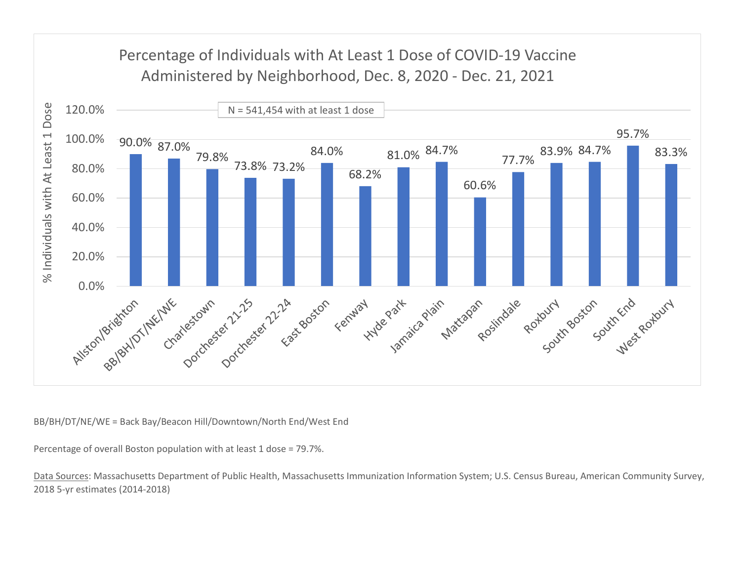## Percentage of Individuals with At Least 1 Dose of COVID-19 Vaccine Administered by Neighborhood, Dec. 8, 2020 - Dec. 21, 2021

N = 541,454 with at least 1 dose

| Neighborhood | % Individuals with At Least 1 Dose |
|---|---|
| Allston/Brighton | 90.0% |
| BB/BH/DT/NE/WE | 87.0% |
| Charlestown | 79.8% |
| Dorchester 21-25 | 73.8% |
| Dorchester 22-24 | 73.2% |
| East Boston | 84.0% |
| Fenway | 68.2% |
| Hyde Park | 81.0% |
| Jamaica Plain | 84.7% |
| Mattapan | 60.6% |
| Roslindale | 77.7% |
| Roxbury | 83.9% |
| South Boston | 84.7% |
| South End | 95.7% |
| West Roxbury | 83.3% |

BB/BH/DT/NE/WE = Back Bay/Beacon Hill/Downtown/North End/West End

Percentage of overall Boston population with at least 1 dose = 79.7%.

Data Sources: Massachusetts Department of Public Health, Massachusetts Immunization Information System; U.S. Census Bureau, American Community Survey, 2018 5-yr estimates (2014-2018)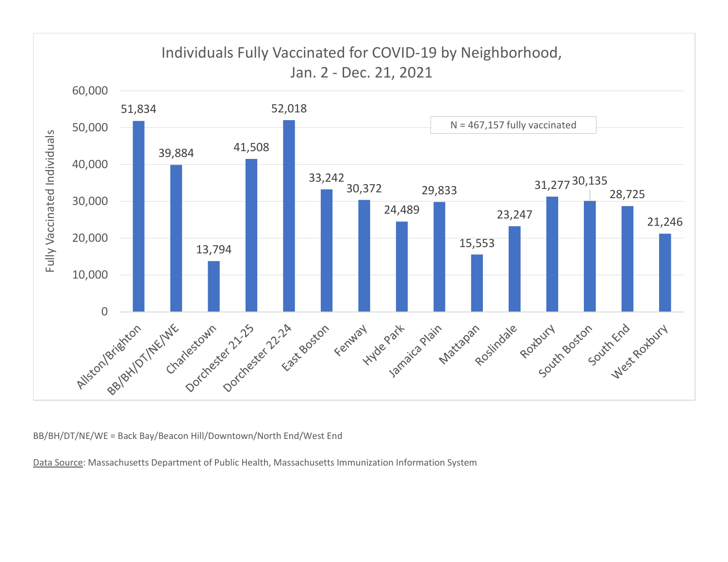## Individuals Fully Vaccinated for COVID-19 by Neighborhood, Jan. 2 - Dec. 21, 2021

N = 467,157 fully vaccinated

| Neighborhood | Fully Vaccinated Individuals |
| --- | --- |
| Allston/Brighton | 51,834 |
| BB/BH/DT/NE/WE | 39,884 |
| Charlestown | 13,794 |
| Dorchester 21-25 | 41,508 |
| Dorchester 22-24 | 52,018 |
| East Boston | 33,242 |
| Fenway | 30,372 |
| Hyde Park | 24,489 |
| Jamaica Plain | 29,833 |
| Mattapan | 15,553 |
| Roslindale | 23,247 |
| Roxbury | 31,277 |
| South Boston | 30,135 |
| South End | 28,725 |
| West Roxbury | 21,246 |

BB/BH/DT/NE/WE = Back Bay/Beacon Hill/Downtown/North End/West End

Data Source: Massachusetts Department of Public Health, Massachusetts Immunization Information System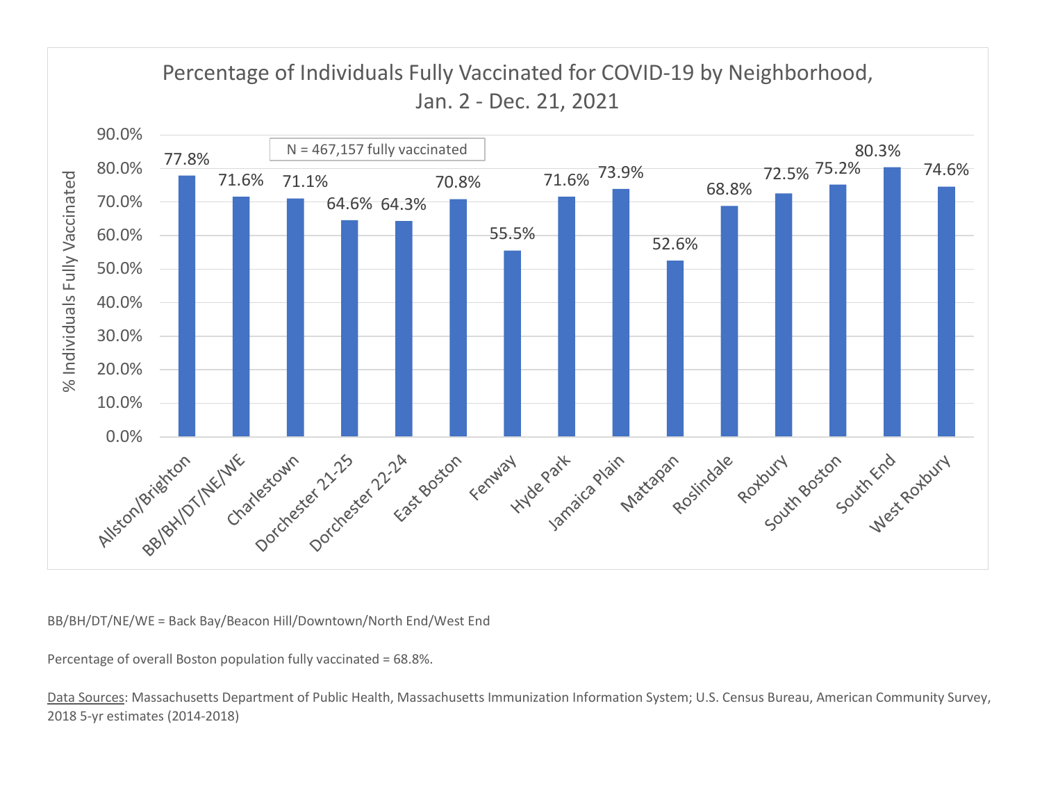## Percentage of Individuals Fully Vaccinated for COVID-19 by Neighborhood, Jan. 2 - Dec. 21, 2021

N = 467,157 fully vaccinated

| Neighborhood | % Individuals Fully Vaccinated |
|---|---|
| Allston/Brighton | 77.8% |
| BB/BH/DT/NE/WE | 71.6% |
| Charlestown | 71.1% |
| Dorchester 21-25 | 64.6% |
| Dorchester 22-24 | 64.3% |
| East Boston | 70.8% |
| Fenway | 55.5% |
| Hyde Park | 71.6% |
| Jamaica Plain | 73.9% |
| Mattapan | 52.6% |
| Roslindale | 68.8% |
| Roxbury | 72.5% |
| South Boston | 75.2% |
| South End | 80.3% |
| West Roxbury | 74.6% |

BB/BH/DT/NE/WE = Back Bay/Beacon Hill/Downtown/North End/West End

Percentage of overall Boston population fully vaccinated = 68.8%.

Data Sources: Massachusetts Department of Public Health, Massachusetts Immunization Information System; U.S. Census Bureau, American Community Survey, 2018 5-yr estimates (2014-2018)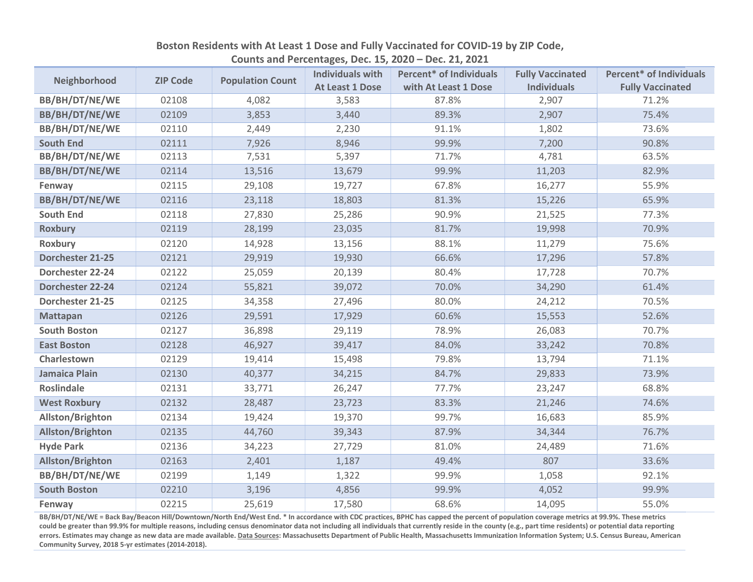**Boston Residents with At Least 1 Dose and Fully Vaccinated for COVID-19 by ZIP Code, Counts and Percentages, Dec. 15, 2020 – Dec. 21, 2021**

| Neighborhood | ZIP Code | Population Count | Individuals with At Least 1 Dose | Percent* of Individuals with At Least 1 Dose | Fully Vaccinated Individuals | Percent* of Individuals Fully Vaccinated |
|---|---|---|---|---|---|---|
| **BB/BH/DT/NE/WE** | 02108 | 4,082 | 3,583 | 87.8% | 2,907 | 71.2% |
| **BB/BH/DT/NE/WE** | 02109 | 3,853 | 3,440 | 89.3% | 2,907 | 75.4% |
| **BB/BH/DT/NE/WE** | 02110 | 2,449 | 2,230 | 91.1% | 1,802 | 73.6% |
| **South End** | 02111 | 7,926 | 8,946 | 99.9% | 7,200 | 90.8% |
| **BB/BH/DT/NE/WE** | 02113 | 7,531 | 5,397 | 71.7% | 4,781 | 63.5% |
| **BB/BH/DT/NE/WE** | 02114 | 13,516 | 13,679 | 99.9% | 11,203 | 82.9% |
| **Fenway** | 02115 | 29,108 | 19,727 | 67.8% | 16,277 | 55.9% |
| **BB/BH/DT/NE/WE** | 02116 | 23,118 | 18,803 | 81.3% | 15,226 | 65.9% |
| **South End** | 02118 | 27,830 | 25,286 | 90.9% | 21,525 | 77.3% |
| **Roxbury** | 02119 | 28,199 | 23,035 | 81.7% | 19,998 | 70.9% |
| **Roxbury** | 02120 | 14,928 | 13,156 | 88.1% | 11,279 | 75.6% |
| **Dorchester 21-25** | 02121 | 29,919 | 19,930 | 66.6% | 17,296 | 57.8% |
| **Dorchester 22-24** | 02122 | 25,059 | 20,139 | 80.4% | 17,728 | 70.7% |
| **Dorchester 22-24** | 02124 | 55,821 | 39,072 | 70.0% | 34,290 | 61.4% |
| **Dorchester 21-25** | 02125 | 34,358 | 27,496 | 80.0% | 24,212 | 70.5% |
| **Mattapan** | 02126 | 29,591 | 17,929 | 60.6% | 15,553 | 52.6% |
| **South Boston** | 02127 | 36,898 | 29,119 | 78.9% | 26,083 | 70.7% |
| **East Boston** | 02128 | 46,927 | 39,417 | 84.0% | 33,242 | 70.8% |
| **Charlestown** | 02129 | 19,414 | 15,498 | 79.8% | 13,794 | 71.1% |
| **Jamaica Plain** | 02130 | 40,377 | 34,215 | 84.7% | 29,833 | 73.9% |
| **Roslindale** | 02131 | 33,771 | 26,247 | 77.7% | 23,247 | 68.8% |
| **West Roxbury** | 02132 | 28,487 | 23,723 | 83.3% | 21,246 | 74.6% |
| **Allston/Brighton** | 02134 | 19,424 | 19,370 | 99.7% | 16,683 | 85.9% |
| **Allston/Brighton** | 02135 | 44,760 | 39,343 | 87.9% | 34,344 | 76.7% |
| **Hyde Park** | 02136 | 34,223 | 27,729 | 81.0% | 24,489 | 71.6% |
| **Allston/Brighton** | 02163 | 2,401 | 1,187 | 49.4% | 807 | 33.6% |
| **BB/BH/DT/NE/WE** | 02199 | 1,149 | 1,322 | 99.9% | 1,058 | 92.1% |
| **South Boston** | 02210 | 3,196 | 4,856 | 99.9% | 4,052 | 99.9% |
| **Fenway** | 02215 | 25,619 | 17,580 | 68.6% | 14,095 | 55.0% |

**BB/BH/DT/NE/WE = Back Bay/Beacon Hill/Downtown/North End/West End. * In accordance with CDC practices, BPHC has capped the percent of population coverage metrics at 99.9%. These metrics could be greater than 99.9% for multiple reasons, including census denominator data not including all individuals that currently reside in the county (e.g., part time residents) or potential data reporting errors. Estimates may change as new data are made available. Data Sources: Massachusetts Department of Public Health, Massachusetts Immunization Information System; U.S. Census Bureau, American Community Survey, 2018 5-yr estimates (2014-2018).**